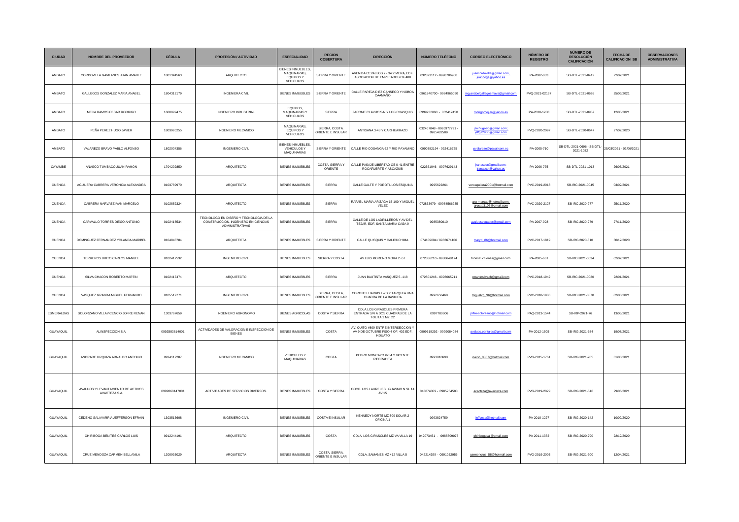| CIUDAD | NOMBRE DEL PROVEEDOR | CÉDULA | PROFESIÓN / ACTIVIDAD | ESPECIALIDAD | REGION COBERTURA | DIRECCIÓN | NÚMERO TELÉFONO | CORREO ELECTRÓNICO | NÚMERO DE REGISTRO | NÚMERO DE RESOLUCIÓN CALIFICACIÓN | FECHA DE CALIFICACION SB | OBSERVACIONES ADMINISTRATIVA |
|---|---|---|---|---|---|---|---|---|---|---|---|---|
| AMBATO | CORDOVILLA GAVILANES JUAN AMABLE | 1801344563 | ARQUITECTO | BIENES INMUEBLES, MAQUINARIAS, EQUIPOS Y VEHICULOS | SIERRA Y ORIENTE | AVENIDA CEVALLOS 7 - 34 Y MERA, EDF. ASOCIACION DE EMPLEADOS OF 408 | 032823112 - 0998786968 | juancordovilla@gmail.com; juancoga@yahoo.es | PA-2002-003 | SB-DTL-2021-0412 | 22/02/2021 | |
| AMBATO | GALLEGOS GONZALEZ MARIA ANABEL | 1804312179 | INGENIERA CIVIL | BIENES INMUEBLES | SIERRA Y ORIENTE | CALLE PAREJA DIEZ CANSECO Y NOBOA CAAMAÑO | 0961840700 - 0984965090 | ing.anabelgallegosmaria@gmail.com | PVQ-2021-02167 | SB-DTL-2021-0695 | 25/03/2021 | |
| AMBATO | MEJIA RAMOS CESAR RODRIGO | 1600099475 | INGENIERO INDUSTRIAL | EQUIPOS, MAQUINARIAS Y VEHICULOS | SIERRA | JACOME CLAVIJO S/N Y LOS CHASQUIS | 0999232860 - 032412450 | rodrigomejiar@yahoo.es | PA-2010-1200 | SB-DTL-2021-0957 | 12/05/2021 | |
| AMBATO | PEÑA PEREZ HUGO JAVIER | 1803995255 | INGENIERO MECANICO | MAQUINARIAS, EQUIPOS Y VEHICULOS | SIERRA, COSTA, ORIENTE E INSULAR | ANTISANA 3-48 Y CARIHUAIRAZO | 032407848 - 0995977791 - 0985482589 | javihugo90@gmail.com; jeffgil2930@gmail.com | PVQ-2020-2097 | SB-DTL-2020-0647 | 27/07/2020 | |
| AMBATO | VALAREZO BRAVO PABLO ALFONSO | 1802004356 | INGENIERO CIVIL | BIENES INMUEBLES, VEHICULOS Y MAQUINARIAS | SIERRA Y ORIENTE | CALLE RIO COSANGA 62 Y RIO PAYAMINO | 0990382194 - 032416725 | pvalarezo@paval.com.ec | PA-2005-710 | SB-DTL-2021-0696 - SB-DTL-2021-1082 | 25/03/2021 - 02/06/2021 | |
| CAYAMBE | AÑASCO TUMBACO JUAN RAMON | 1704202850 | ARQUITECTO | BIENES INMUEBLES | COSTA, SIERRA Y ORIENTE | CALLE PASAJE LIBERTAD OE 0-41 ENTRE ROCAFUERTE Y ASCAZUBI | 022361946 - 0997629143 | jranasco@gmail.com; jranasco@yahoo.es | PA-2006-775 | SB-DTL-2021-1013 | 26/05/2021 | |
| CUENCA | AGUILERA CABRERA VERONICA ALEXANDRA | 0103789970 | ARQUITECTA | BIENES INMUEBLES | SIERRA | CALLE GALTE Y POROTILLOS ESQUINA | 0995622261 | veroaguilera2001@hotmail.com | PVC-2019-2018 | SB-IRC-2021-0045 | 03/02/2021 | |
| CUENCA | CABRERA NARVAEZ IVAN MARCELO | 0102852324 | ARQUITECTO | BIENES INMUEBLES | SIERRA | RAFAEL MARIA ARIZAGA 15-100 Y MIGUEL VELEZ | 072833679 - 09984566235 | arq-marcab@hotmail.com; arqcab3105@gmail.com | PVC-2020-2127 | SB-IRC-2020-277 | 25/11/2020 | |
| CUENCA | CARVALLO TORRES DIEGO ANTONIO | 0102416534 | TECNOLOGO EN DISEÑO Y TECNOLOGIA DE LA CONSTRUCCION. INGENIERO EN CIENCIAS ADMINISTRATIVAS | BIENES INMUEBLES | SIERRA | CALLE DE LOS LADRILLEROS Y AV DEL TEJAR, EDF. SANTA MARIA CASA 9 | 0985380010 | avaluosecuador@gmail.com | PA-2007-928 | SB-IRC-2020-279 | 27/11/2020 | |
| CUENCA | DOMINGUEZ FERNANDEZ YOLANDA MARIBEL | 0104843784 | ARQUITECTA | BIENES INMUEBLES | SIERRA Y ORIENTE | CALLE QUISQUIS Y CALICUCHIMA | 074109084 / 0983674106 | maryd_86@hotmail.com | PVC-2017-1819 | SB-IRC-2020-310 | 30/12/2020 | |
| CUENCA | TERREROS BRITO CARLOS MANUEL | 0102417532 | INGENIERO CIVIL | BIENES INMUEBLES | SIERRA Y COSTA | AV LUIS MORENO MORA 2 -57 | 072886210 - 0988648174 | tconstrucciones@gmail.com | PA-2005-661 | SB-IRC-2021-0034 | 02/02/2021 | |
| CUENCA | SILVA CHACON ROBERTO MARTIN | 0102417474 | ARQUITECTO | BIENES INMUEBLES | SIERRA | JUAN BAUTISTA VASQUEZ 5 -118 | 072801246 - 0996065211 | rmartinsilvach@gmail.com | PVC-2018-1942 | SB-IRC-2021-0020 | 22/01/2021 | |
| CUENCA | VASQUEZ GRANDA MIGUEL FERNANDO | 0105519771 | INGENIERO CIVIL | BIENES INMUEBLES | SIERRA, COSTA, ORIENTE E INSULAR | CORONEL HARRIS L-7B Y TARQUI A UNA CUADRA DE LA BASILICA | 0992658468 | miguelvg_96@hotmail.com | PVC-2018-1906 | SB-IRC-2021-0078 | 02/03/2021 | |
| ESMERALDAS | SOLORZANO VILLAVICENCIO JOFRE RENAN | 1303767659 | INGENIERO AGRONOMO | BIENES AGRICOLAS | COSTA Y SIERRA | CDLA LOS GIRASOLES PRIMERA ENTRADA S/N A DOS CUADRAS DE LA TOLITA 2 MZ. 22 | 0997780606 | joffre-solorzano@hotmail.com | PAQ-2013-1544 | SB-IRP-2021-76 | 13/05/2021 | |
| GUAYAQUIL | ALINSPECCION S.A. | 0992583614001 | ACTIVIDADES DE VALORACION E INSPECCION DE BIENES | BIENES INMUEBLES | COSTA | AV. QUITO #809 ENTRE INTERSECCION Y AV 9 DE OCTUBRE PISO 4 OF. 402 EDF. INDUATO | 0999618292 - 0999084084 | avaluos.peritajes@gmail.com | PA-2012-1505 | SB-IRG-2021-684 | 19/08/2021 | |
| GUAYAQUIL | ANDRADE URQUIZA ARNALDO ANTONIO | 0924112287 | INGENIERO MECANICO | VEHICULOS Y MAQUINARIAS | COSTA | PEDRO MONCAYO #204 Y VICENTE PIEDRAHITA | 0993810690 | naldo_0087@hotmail.com | PVG-2015-1761 | SB-IRG-2021-285 | 31/03/2021 | |
| GUAYAQUIL | AVALUOS Y LEVANTAMIENTO DE ACTIVOS AVACTEZA S.A. | 0992868147001 | ACTIVIDADES DE SERVICIOS DIVERSOS. | BIENES INMUEBLES | COSTA Y SIERRA | COOP. LOS LAURELES , GUASMO N SL 14 AV 15 | 043874069 - 0985254580 | avacteza@avacteza.com | PVG-2019-2029 | SB-IRG-2021-516 | 29/06/2021 | |
| GUAYAQUIL | CEDEÑO SALAVARRIA JEFFERSON EFRAIN | 1303513608 | INGENIERO CIVIL | BIENES INMUEBLES | COSTA E INSULAR | KENNEDY NORTE MZ 809 SOLAR 2 OFICINA 1 | 0993824759 | jeffcesa@hotmail.com | PA-2010-1227 | SB-IRG-2020-142 | 10/02/2020 | |
| GUAYAQUIL | CHIRIBOGA BENITES CARLOS LUIS | 0912244191 | ARQUITECTO | BIENES INMUEBLES | COSTA | CDLA. LOS GIRASOLES MZ VA VILLA 19 | 042073451 - 0988709075 | chiribogaval@gmail.com | PA-2011-1372 | SB-IRG-2020-790 | 22/12/2020 | |
| GUAYAQUIL | CRUZ MENDOZA CARMEN BELLANILA | 1200935029 | ARQUITECTA | BIENES INMUEBLES | COSTA, SIERRA, ORIENTE E INSULAR | CDLA. SAMANES MZ 412 VILLA 5 | 042214399 - 0991052956 | carmencruz_58@hotmail.com | PVG-2019-2003 | SB-IRG-2021-300 | 12/04/2021 | |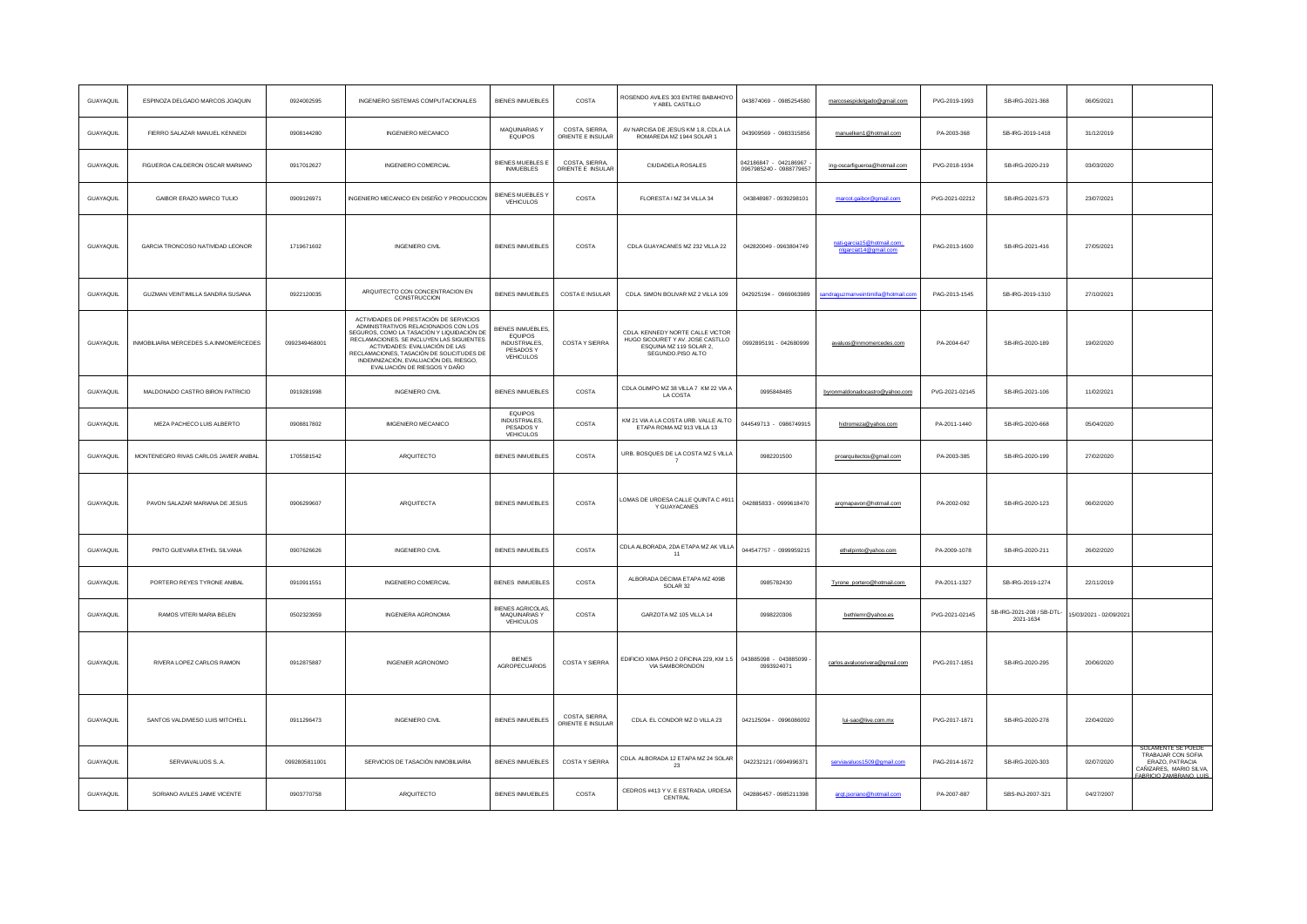| | | | | | | | | | | | |
|---|---|---|---|---|---|---|---|---|---|---|---|
| GUAYAQUIL | ESPINOZA DELGADO MARCOS JOAQUIN | 0924002595 | INGENIERO SISTEMAS COMPUTACIONALES | BIENES INMUEBLES | COSTA | ROSENDO AVILES 303 ENTRE BABAHOYO Y ABEL CASTILLO | 043874069 - 0985254580 | marcosespidelgado@gmail.com | PVG-2019-1993 | SB-IRG-2021-368 | 06/05/2021 | |
| GUAYAQUIL | FIERRO SALAZAR MANUEL KENNEDI | 0908144280 | INGENIERO MECANICO | MAQUINARIAS Y EQUIPOS | COSTA, SIERRA, ORIENTE E INSULAR | AV NARCISA DE JESUS KM 1.8, CDLA LA ROMAREDA MZ 1944 SOLAR 1 | 043909569 - 0983315856 | manuelken1@hotmail.com | PA-2003-368 | SB-IRG-2019-1418 | 31/12/2019 | |
| GUAYAQUIL | FIGUEROA CALDERON OSCAR MARIANO | 0917012627 | INGENIERO COMERCIAL | BIENES MUEBLES E INMUEBLES | COSTA, SIERRA, ORIENTE E INSULAR | CIUDADELA ROSALES | 042186847 - 042186967 - 0967985240 - 0988779657 | ing-oscarfigueroa@hotmail.com | PVG-2018-1934 | SB-IRG-2020-219 | 03/03/2020 | |
| GUAYAQUIL | GAIBOR ERAZO MARCO TULIO | 0909126971 | INGENIERO MECANICO EN DISEÑO Y PRODUCCION | BIENES MUEBLES Y VEHICULOS | COSTA | FLORESTA I MZ 34 VILLA 34 | 043848987 - 0939298101 | marcot.gaibor@gmail.com | PVG-2021-02212 | SB-IRG-2021-573 | 23/07/2021 | |
| GUAYAQUIL | GARCIA TRONCOSO NATIVIDAD LEONOR | 1719671602 | INGENIERO CIVIL | BIENES INMUEBLES | COSTA | CDLA GUAYACANES MZ 232 VILLA 22 | 042820049 - 0963804749 | nati-garcia15@hotmail.com ; ntgarcia14@gmail.com | PAG-2013-1600 | SB-IRG-2021-416 | 27/05/2021 | |
| GUAYAQUIL | GUZMAN VEINTIMILLA SANDRA SUSANA | 0922120035 | ARQUITECTO CON CONCENTRACION EN CONSTRUCCION | BIENES INMUEBLES | COSTA E INSULAR | CDLA. SIMON BOLIVAR MZ 2 VILLA 109 | 042925194 - 0969063989 | sandraguzmanveintimilla@hotmail.com | PAG-2013-1545 | SB-IRG-2019-1310 | 27/10/2021 | |
| GUAYAQUIL | INMOBILIARIA MERCEDES S.A.INMOMERCEDES | 0992349468001 | ACTIVIDADES DE PRESTACIÓN DE SERVICIOS ADMINISTRATIVOS RELACIONADOS CON LOS SEGUROS, COMO LA TASACIÓN Y LIQUIDACIÓN DE RECLAMACIONES. SE INCLUYEN LAS SIGUIENTES ACTIVIDADES: EVALUACIÓN DE LAS RECLAMACIONES, TASACIÓN DE SOLICITUDES DE INDEMNIZACIÓN, EVALUACIÓN DEL RIESGO, EVALUACIÓN DE RIESGOS Y DAÑO | BIENES INMUEBLES, EQUIPOS INDUSTRIALES, PESADOS Y VEHICULOS | COSTA Y SIERRA | CDLA. KENNEDY NORTE CALLE VICTOR HUGO SICOURET Y AV. JOSE CASTILLO ESQUINA MZ 119 SOLAR 2, SEGUNDO.PISO ALTO | 0992895191 - 042680999 | avaluos@inmomercedes.com | PA-2004-647 | SB-IRG-2020-189 | 19/02/2020 | |
| GUAYAQUIL | MALDONADO CASTRO BIRON PATRICIO | 0919281998 | INGENIERO CIVIL | BIENES INMUEBLES | COSTA | CDLA OLIMPO MZ 38 VILLA 7 KM 22 VIA A LA COSTA | 0995848485 | byronmaldonadocastro@yahoo.com | PVG-2021-02145 | SB-IRG-2021-106 | 11/02/2021 | |
| GUAYAQUIL | MEZA PACHECO LUIS ALBERTO | 0908817802 | IMGENIERO MECANICO | EQUIPOS INDUSTRIALES, PESADOS Y VEHICULOS | COSTA | KM 21 VIA A LA COSTA URB. VALLE ALTO ETAPA ROMA MZ 913 VILLA 13 | 044549713 - 0986749915 | hidromeza@yahoo.com | PA-2011-1440 | SB-IRG-2020-668 | 05/04/2020 | |
| GUAYAQUIL | MONTENEGRO RIVAS CARLOS JAVIER ANIBAL | 1705581542 | ARQUITECTO | BIENES INMUEBLES | COSTA | URB. BOSQUES DE LA COSTA MZ 5 VILLA 7 | 0982201500 | proarquitectos@gmail.com | PA-2003-385 | SB-IRG-2020-199 | 27/02/2020 | |
| GUAYAQUIL | PAVON SALAZAR MARIANA DE JESUS | 0906299607 | ARQUITECTA | BIENES INMUEBLES | COSTA | LOMAS DE URDESA CALLE QUINTA C #911 Y GUAYACANES | 042885833 - 0999618470 | arqmapavon@hotmail.com | PA-2002-092 | SB-IRG-2020-123 | 06/02/2020 | |
| GUAYAQUIL | PINTO GUEVARA ETHEL SILVANA | 0907626626 | INGENIERO CIVIL | BIENES INMUEBLES | COSTA | CDLA ALBORADA, 2DA ETAPA MZ AK VILLA 11 | 044547757 - 0999959215 | ethelpinto@yahoo.com | PA-2009-1078 | SB-IRG-2020-211 | 26/02/2020 | |
| GUAYAQUIL | PORTERO REYES TYRONE ANIBAL | 0910911551 | INGENIERO COMERCIAL | BIENES INMUEBLES | COSTA | ALBORADA DECIMA ETAPA MZ 409B SOLAR 32 | 0985782430 | Tyrone_portero@hotmail.com | PA-2011-1327 | SB-IRG-2019-1274 | 22/11/2019 | |
| GUAYAQUIL | RAMOS VITERI MARIA BELEN | 0502323959 | INGENIERA AGRONOMA | BIENES AGRICOLAS, MAQUINARIAS Y VEHICULOS | COSTA | GARZOTA MZ 105 VILLA 14 | 0998220306 | bethlemr@yahoo.es | PVG-2021-02145 | SB-IRG-2021-208 / SB-DTL-2021-1634 | 15/03/2021 - 02/09/2021 | |
| GUAYAQUIL | RIVERA LOPEZ CARLOS RAMON | 0912875887 | INGENIER AGRONOMO | BIENES AGROPECUARIOS | COSTA Y SIERRA | EDIFICIO XIMA PISO 2 OFICINA 229, KM 1.5 VIA SAMBORONDON | 043885098 - 043885099 - 0993924071 | carlos.avaluosrivera@gmail.com | PVG-2017-1851 | SB-IRG-2020-295 | 20/06/2020 | |
| GUAYAQUIL | SANTOS VALDIVIESO LUIS MITCHELL | 0911296473 | INGENIERO CIVIL | BIENES INMUEBLES | COSTA, SIERRA, ORIENTE E INSULAR | CDLA. EL CONDOR MZ D VILLA 23 | 042125094 - 0996086092 | lui-sao@live.com.mx | PVG-2017-1871 | SB-IRG-2020-278 | 22/04/2020 | |
| GUAYAQUIL | SERVIAVALUOS S..A. | 0992805811001 | SERVICIOS DE TASACIÓN INMOBILIARIA | BIENES INMUEBLES | COSTA Y SIERRA | CDLA. ALBORADA 12 ETAPA MZ 24 SOLAR 23 | 042232121 / 0994996371 | serviavaluos1509@gmail.com | PAG-2014-1672 | SB-IRG-2020-303 | 02/07/2020 | SOLAMENTE SE PUEDE TRABAJAR CON SOFIA ERAZO, PATRACIA CAÑIZARES, MARIO SILVA, FABRICIO ZAMBRANO, LUIS |
| GUAYAQUIL | SORIANO AVILES JAIME VICENTE | 0903770758 | ARQUITECTO | BIENES INMUEBLES | COSTA | CEDROS #413 Y V. E ESTRADA, URDESA CENTRAL | 042886457 - 0985211398 | arqt.jsoriano@hotmail.com | PA-2007-887 | SBS-INJ-2007-321 | 04/27/2007 | |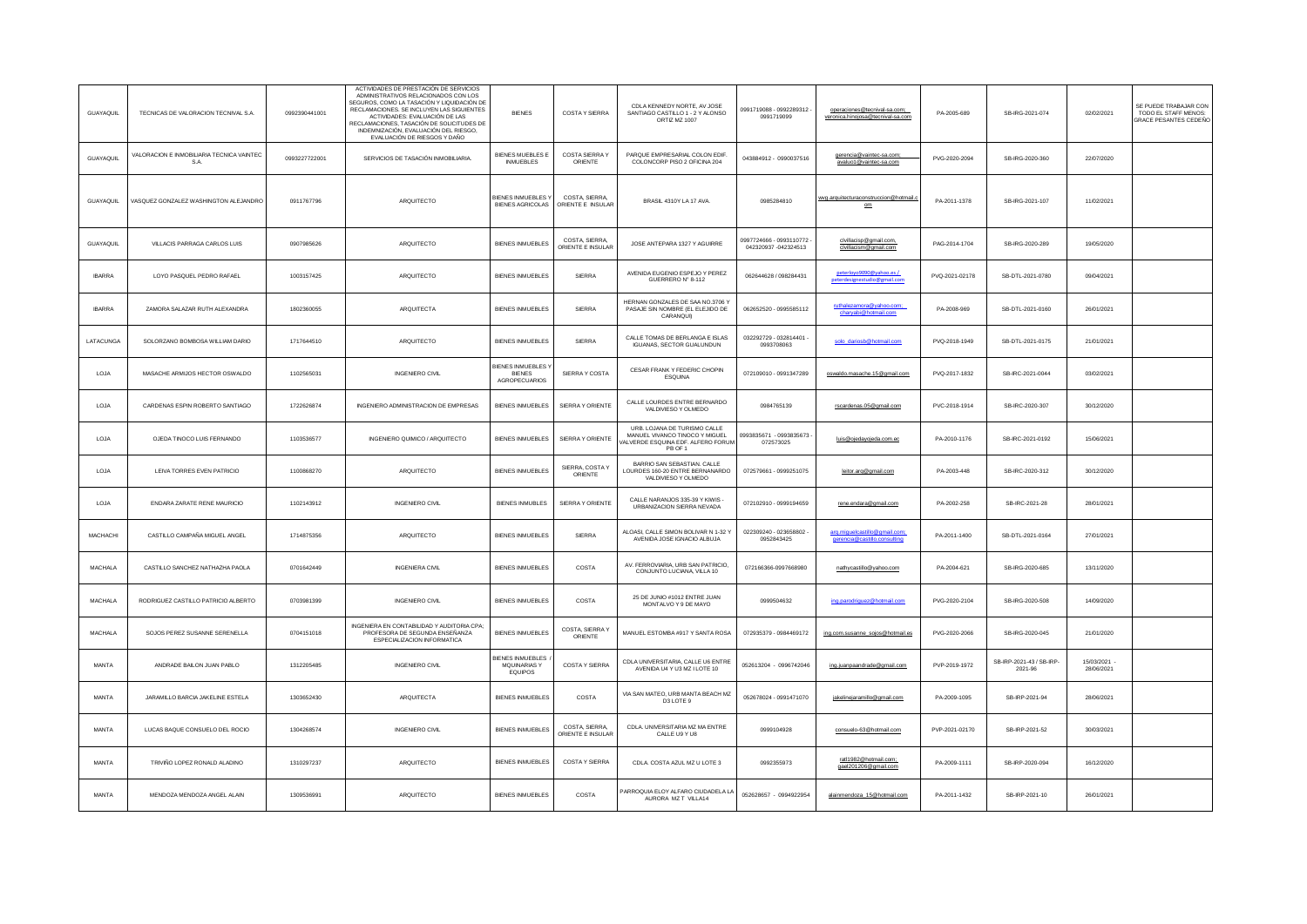| | | | | | | | | | | | | |
|---|---|---|---|---|---|---|---|---|---|---|---|---|
| GUAYAQUIL | TECNICAS DE VALORACION TECNIVAL S.A. | 0992390441001 | ACTIVIDADES DE PRESTACIÓN DE SERVICIOS ADMINISTRATIVOS RELACIONADOS CON LOS SEGUROS, COMO LA TASACIÓN Y LIQUIDACIÓN DE RECLAMACIONES. SE INCLUYEN LAS SIGUIENTES ACTIVIDADES: EVALUACIÓN DE LAS RECLAMACIONES, TASACIÓN DE SOLICITUDES DE INDEMNIZACIÓN, EVALUACIÓN DEL RIESGO, EVALUACIÓN DE RIESGOS Y DAÑO | BIENES | COSTA Y SIERRA | CDLA KENNEDY NORTE, AV JOSE SANTIAGO CASTILLO 1 - 2 Y ALONSO ORTIZ MZ 1007 | 0991719088 - 0992289312 - 0991719099 | operaciones@tecnival-sa.com; veronica.hinojosa@tecnival-sa.com | PA-2005-689 | SB-IRG-2021-074 | 02/02/2021 | SE PUEDE TRABAJAR CON TODO EL STAFF MENOS: GRACE PESANTES CEDEÑO |
| GUAYAQUIL | VALORACION E INMOBILIARIA TECNICA VAINTEC S.A. | 0993227722001 | SERVICIOS DE TASACIÓN INMOBILIARIA. | BIENES MUEBLES E INMUEBLES | COSTA SIERRA Y ORIENTE | PARQUE EMPRESARIAL COLON EDIF. COLONCORP PISO 2 OFICINA 204 | 043884912 - 0990037516 | gerencia@vaintec-sa.com; avaluo1@vaintec-sa.com | PVG-2020-2094 | SB-IRG-2020-360 | 22/07/2020 | |
| GUAYAQUIL | VASQUEZ GONZALEZ WASHINGTON ALEJANDRO | 0911767796 | ARQUITECTO | BIENES INMUEBLES Y BIENES AGRICOLAS | COSTA, SIERRA, ORIENTE E INSULAR | BRASIL 4310Y LA 17 AVA. | 0985284810 | wvg.arquitecturaconstruccion@hotmail.com | PA-2011-1378 | SB-IRG-2021-107 | 11/02/2021 | |
| GUAYAQUIL | VILLACIS PARRAGA CARLOS LUIS | 0907985626 | ARQUITECTO | BIENES INMUEBLES | COSTA, SIERRA, ORIENTE E INSULAR | JOSE ANTEPARA 1327 Y AGUIRRE | 0997724666 - 0993110772 - 042320937 -042324513 | civillacisp@gmail.com, civillacism@gmail.com | PAG-2014-1704 | SB-IRG-2020-289 | 19/05/2020 | |
| IBARRA | LOYO PASQUEL PEDRO RAFAEL | 1003157425 | ARQUITECTO | BIENES INMUEBLES | SIERRA | AVENIDA EUGENIO ESPEJO Y PEREZ GUERRERO N° 8-112 | 062644628 / 098284431 | peterloyo0090@yahoo.es / peterdesignestudio@gmail.com | PVQ-2021-02178 | SB-DTL-2021-0780 | 09/04/2021 | |
| IBARRA | ZAMORA SALAZAR RUTH ALEXANDRA | 1802360055 | ARQUITECTA | BIENES INMUEBLES | SIERRA | HERNAN GONZALES DE SAA NO.3706 Y PASAJE SIN NOMBRE (EL ELEJIDO DE CARANQUI) | 062652520 - 0995585112 | ruthalezamora@yahoo.com; charyabi@hotmail.com | PA-2008-969 | SB-DTL-2021-0160 | 26/01/2021 | |
| LATACUNGA | SOLORZANO BOMBOSA WILLIAM DARIO | 1717644510 | ARQUITECTO | BIENES INMUEBLES | SIERRA | CALLE TOMAS DE BERLANGA E ISLAS IGUANAS, SECTOR GUALUNDUN | 032292729 - 032814401 - 0993708063 | solo_dariosb@hotmail.com | PVQ-2018-1949 | SB-DTL-2021-0175 | 21/01/2021 | |
| LOJA | MASACHE ARMIJOS HECTOR OSWALDO | 1102565031 | INGENIERO CIVIL | BIENES INMUEBLES Y BIENES AGROPECUARIOS | SIERRA Y COSTA | CESAR FRANK Y FEDERIC CHOPIN ESQUINA | 072109010 - 0991347289 | oswaldo.masache.15@gmail.com | PVQ-2017-1832 | SB-IRC-2021-0044 | 03/02/2021 | |
| LOJA | CARDENAS ESPIN ROBERTO SANTIAGO | 1722626874 | INGENIERO ADMINISTRACION DE EMPRESAS | BIENES INMUEBLES | SIERRA Y ORIENTE | CALLE LOURDES ENTRE BERNARDO VALDIVIESO Y OLMEDO | 0984785139 | rscardenas.05@gmail.com | PVC-2018-1914 | SB-IRC-2020-307 | 30/12/2020 | |
| LOJA | OJEDA TINOCO LUIS FERNANDO | 1103536577 | INGENIERO QUIMICO / ARQUITECTO | BIENES INMUEBLES | SIERRA Y ORIENTE | URB. LOJANA DE TURISMO CALLE MANUEL VIVANCO TINOCO Y MIGUEL VALVERDE ESQUINA EDF. ALFERO FORUM PB OF 1 | 0993835671 - 0993835673 - 072573025 | luis@ojedayojeda.com.ec | PA-2010-1176 | SB-IRC-2021-0192 | 15/06/2021 | |
| LOJA | LEIVA TORRES EVEN PATRICIO | 1100868270 | ARQUITECTO | BIENES INMUEBLES | SIERRA, COSTA Y ORIENTE | BARRIO SAN SEBASTIAN. CALLE LOURDES 160-20 ENTRE BERNANARDO VALDIVIESO Y OLMEDO | 072579661 - 0999251075 | leitor.arq@gmail.com | PA-2003-448 | SB-IRC-2020-312 | 30/12/2020 | |
| LOJA | ENDARA ZARATE RENE MAURICIO | 1102143912 | INGENIERO CIVIL | BIENES INMUBLES | SIERRA Y ORIENTE | CALLE NARANJOS 335-39 Y KIWIS - URBANIZACION SIERRA NEVADA | 072102910 - 0999194659 | rene.endara@gmail.com | PA-2002-258 | SB-IRC-2021-28 | 28/01/2021 | |
| MACHACHI | CASTILLO CAMPAÑA MIGUEL ANGEL | 1714875356 | ARQUITECTO | BIENES INMUEBLES | SIERRA | ALOASI, CALLE SIMON BOLIVAR N 1-32 Y AVENIDA JOSE IGNACIO ALBUJA | 022309240 - 023658802 - 0952843425 | arq.miguelcastillo@gmail.com; gerencia@castillo.consulting | PA-2011-1400 | SB-DTL-2021-0164 | 27/01/2021 | |
| MACHALA | CASTILLO SANCHEZ NATHAZHA PAOLA | 0701642449 | INGENIERA CIVIL | BIENES INMUEBLES | COSTA | AV. FERROVIARIA, URB SAN PATRICIO, CONJUNTO LUCIANA, VILLA 10 | 072166366-0997668980 | nathycastillo@yahoo.com | PA-2004-621 | SB-IRG-2020-685 | 13/11/2020 | |
| MACHALA | RODRIGUEZ CASTILLO PATRICIO ALBERTO | 0703981399 | INGENIERO CIVIL | BIENES INMUEBLES | COSTA | 25 DE JUNIO #1012 ENTRE JUAN MONTALVO Y 9 DE MAYO | 0999504632 | ing.parodriguez@hotmail.com | PVG-2020-2104 | SB-IRG-2020-508 | 14/09/2020 | |
| MACHALA | SOJOS PEREZ SUSANNE SERENELLA | 0704151018 | INGENIERA EN CONTABILIDAD Y AUDITORIA CPA; PROFESORA DE SEGUNDA ENSEÑANZA ESPECIALIZACION INFORMATICA | BIENES INMUEBLES | COSTA, SIERRA Y ORIENTE | MANUEL ESTOMBA #917 Y SANTA ROSA | 072935379 - 0984469172 | ing.com.susanne_sojos@hotmail.es | PVG-2020-2066 | SB-IRG-2020-045 | 21/01/2020 | |
| MANTA | ANDRADE BAILON JUAN PABLO | 1312205485 | INGENIERO CIVIL | BIENES INMUEBLES / MQUINARIAS Y EQUIPOS | COSTA Y SIERRA | CDLA UNIVERSITARIA, CALLE U6 ENTRE AVENIDA U4 Y U3 MZ I LOTE 10 | 052613204 - 0996742046 | ing.juanpaandrade@gmail.com | PVP-2019-1972 | SB-IRP-2021-43 / SB-IRP-2021-96 | 15/03/2021 - 28/06/2021 | |
| MANTA | JARAMILLO BARCIA JAKELINE ESTELA | 1303652430 | ARQUITECTA | BIENES INMUEBLES | COSTA | VIA SAN MATEO, URB MANTA BEACH MZ D3 LOTE 9 | 052678024 - 0991471070 | jakelinejaramillo@gmail.com | PA-2009-1095 | SB-IRP-2021-94 | 28/06/2021 | |
| MANTA | LUCAS BAQUE CONSUELO DEL ROCIO | 1304268574 | INGENIERO CIVIL | BIENES INMUEBLES | COSTA, SIERRA, ORIENTE E INSULAR | CDLA. UNIVERSITARIA MZ MA ENTRE CALLE U9 Y U8 | 0999104928 | consuelo-63@hotmail.com | PVP-2021-02170 | SB-IRP-2021-52 | 30/03/2021 | |
| MANTA | TRIVIÑO LOPEZ RONALD ALADINO | 1310297237 | ARQUITECTO | BIENES INMUEBLES | COSTA Y SIERRA | CDLA. COSTA AZUL MZ U LOTE 3 | 0992355973 | ratl1982@hotmail.com; raal201206@gmail.com | PA-2009-1111 | SB-IRP-2020-094 | 16/12/2020 | |
| MANTA | MENDOZA MENDOZA ANGEL ALAIN | 1309536991 | ARQUITECTO | BIENES INMUEBLES | COSTA | PARROQUIA ELOY ALFARO CIUDADELA LA AURORA MZ T VILLA14 | 052628657 - 0994922954 | alainmendoza_15@hotmail.com | PA-2011-1432 | SB-IRP-2021-10 | 26/01/2021 | |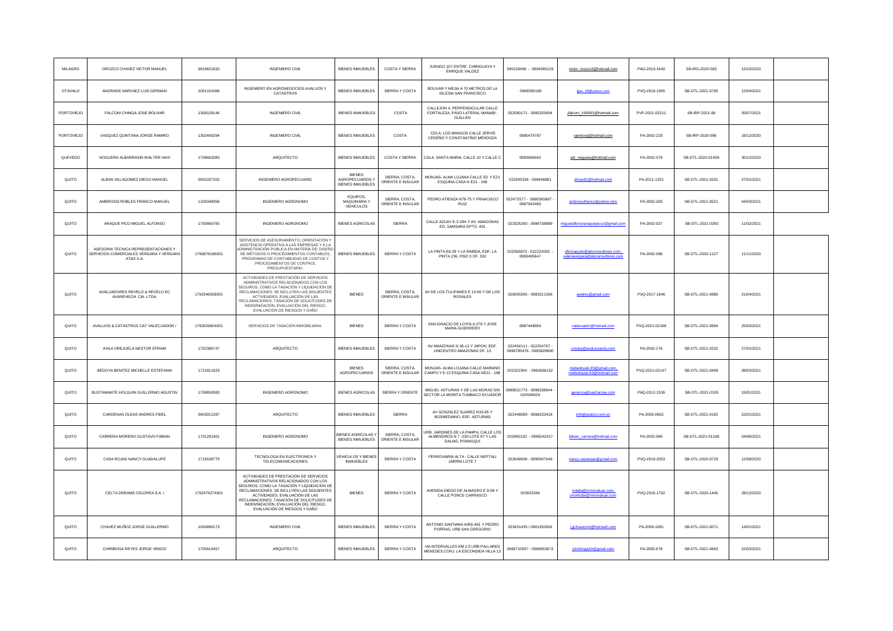| MILAGRO | OROZCO CHAVEZ VICTOR MANUEL | 0919621920 | INGENIERO CIVIL | BIENES INMUEBLES | COSTA Y SIERRA | JURADO 107 ENTRE CHIRIGUAYA Y ENRIQUE VALDEZ | 045109496 - 0994080129 | victor_orozco3@hotmail.com | PAG-2013-1640 | SB-IRG-2020-583 | 12/10/2020 | |
|---|---|---|---|---|---|---|---|---|---|---|---|---|
| OTAVALO | ANDRADE NARVAEZ LUIS GERMAN | 1001101086 | INGENIERO EN AGRONEGOCIOS AVALUOS Y CATASTROS | BIENES INMUEBLES | SIERRA Y COSTA | BOLIVAR Y MEJIA A 70 METROS DE LA IGLESIA SAN FRANCISCO | 0968395188 | lgan_59@yahoo.com | PVQ-2019-1965 | SB-DTL-2021-0795 | 12/04/2021 | |
| PORTOVIEJO | FALCONI CHINGA JOSE BOLIVAR | 1309128146 | INGENIERO CIVIL | BIENES INMUEBLES | COSTA | CALLEJON 4, PERPENDICULAR CALLE FORTALEZA, PASO LATERAL MANABI - GUILLEN | 052580171 - 0995255694 | jfalconi_190683@hotmail.com | PVP-2021-02211 | SB-IRP-2021-99 | 05/07/2021 | |
| PORTOVIEJO | VASQUEZ QUINTANA JORGE RAMIRO | 1302400294 | INGENIERO CIVIL | BIENES INMUEBLES | COSTA | CDLA. LOS MANGOS CALLE JERVIS CEDEÑO Y CONSTANTINO MENDOZA | 0985479787 | ramirovq@hotmail.com | PA-2002-229 | SB-IRP-2020-096 | 16/12/2020 | |
| QUEVEDO | NOGUERA ALBARRASIN WALTER HAVI | 1708662083 | ARQUITECTO | BIENES INMUEBLES | COSTA Y SIERRA | CDLA. SANTA MARIA, CALLE 10 Y CALLE C | 0993686062 | wh_noguera@hotmail.com | PA-2002-079 | SB-DTL-2020-01458 | 30/12/2020 | |
| QUITO | ALBAN VILLAGOMEZ DIEGO MANUEL | 0502207202 | INGENIERO AGROPECUARIO | BIENES AGROPECUARIOS Y BIENES INMUEBLES | SIERRA, COSTA, ORIENTE E INSULAR | MONJAS- ALMA LOJANA CALLE 53 Y E21 ESQUINA CASA N E21 - 168 | 022605336 - 098406881 | dmav82@hotmail.com | PA-2011-1331 | SB-DTL-2021-0231 | 27/01/2021 | |
| QUITO | AMBROSSI ROBLES FRANCO MANUEL | 1100348356 | INGENIERO AGRONOMO | EQUIPOS, MAQUINARIA Y VEHICULOS | SIERRA, COSTA, ORIENTE E INSULAR | PEDRO ATIENZA N79-75 Y FRNACISCO RUIZ | 022472577 - 0980365887 - 0987942465 | ambrossifranco@yahoo.com | PA-2002-205 | SB-DTL-2021-0521 | 04/03/2021 | |
| QUITO | ARAQUE PICO MIGUEL ALFONSO | 1700866765 | INGENIERO AGRONOMO | BIENES AGRICOLAS | SIERRA | CALLE AZUAY E-2-284-Y AV. AMAZONAS ED. SAMSARA DPTO. 401 | 023326260 - 0998738889 | miguelalfonsoaraquepicco@gmail.com | PA-2002-027 | SB-DTL-2021-0350 | 11/02/2021 | |
| QUITO | ASESORIA TECNICA REPRESENTACIONES Y SERVICIOS COMERCIALES VERGARA Y VERGARA AT&S S.A. | 1790879186001 | SERVICIOS DE ASESORAMIENTO, ORIENTACIÓN Y ASISTENCIA OPERATIVA A LAS EMPRESAS Y A LA ADMINISTRACIÓN PÚBLICA EN MATERIA DE: DISEÑO DE MÉTODOS O PROCEDIMIENTOS CONTABLES, PROGRAMAS DE CONTABILIDAD DE COSTOS Y PROCEDIMIENTOS DE CONTROL PRESUPUESTARIO. | BIENES INMUEBLES | SIERRA Y COSTA | LA PINTA E6-29 Y LA RABIDA, EDF. LA PINTA 236, PISO 3 OF. 302 | 022566870 - 022223035 - 0993495647 | oficinaquito@atsconsultores.com; valeriavergara@atsconsultores.com | PA-2002-098 | SB-DTL-2020-1127 | 11/11/2020 | |
| QUITO | AVALUADORES REVELO & REVELO EC AVAREVECIA CIA. LTDA. | 1792546508001 | ACTIVIDADES DE PRESTACIÓN DE SERVICIOS ADMINISTRATIVOS RELACIONADOS CON LOS SEGUROS, COMO LA TASACIÓN Y LIQUIDACIÓN DE RECLAMACIONES. SE INCLUYEN LAS SIGUIENTES ACTIVIDADES: EVALUACIÓN DE LAS RECLAMACIONES, TASACIÓN DE SOLICITUDES DE INDEMNIZACIÓN, EVALUACIÓN DEL RIESGO, EVALUACIÓN DE RIESGOS Y DAÑO | BIENES | SIERRA, COSTA, ORIENTE E INSULAR | AV DE LOS TULIPANES E 13-56 Y DE LOS ROSALES | 026005565 - 0983311296 | avalrev@gmail.com | PVQ-2017-1846 | SB-DTL-2021-0880 | 21/04/2021 | |
| QUITO | AVALUOS & CATASTROS CAT VALECUADOR / | 1793029604001 | SERVICIOS DE TASACIÓN INMOBILIARIA. | BIENES | SIERRA Y COSTA | SAN IGNACIO DE LOYOLA 279 Y JOSE MARIA GUERRERO | 0987448064 | valecuador@hotmail.com | PVQ-2021-02168 | SB-DTL-2021-0694 | 25/03/2021 | |
| QUITO | AVILA OREJUELA NESTOR EFRAIN | 1702386747 | ARQUITECTO | BIENES INMUEBLES | SIERRA Y COSTA | AV AMAZONAS N 36-12 Y JAPON, EDF. UNICENTRO AMAZONAS OF. 13 | 022454111 - 022254767 - 0999785476 - 0983828900 | conarq@avaluosavila.com | PA-2002-176 | SB-DTL-2021-0232 | 27/01/2021 | |
| QUITO | BEDOYA BENITEZ MICHELLE ESTEFANIA | 1721811923 | | BIENES AGROPECUARIOS | SIERRA, COSTA, ORIENTE E INSULAR | MONJAS- ALMA LOJANA CALLE MARIANO CAMPO Y E 22 ESQUINA CASA NE21 - 186 | 022322304 - 0992666152 | mebedoyab.93@gmail.com; mebedoyab.93@hotmail.com | PVQ-2021-02147 | SB-DTL-2021-0499 | 08/03/2021 | |
| QUITO | BUSTAMANTE HOLGUIN GUILLERMO AGUSTIN | 1709850083 | INGENIERO AGRONOMO | BIENES AGRICOLAS | SIERRA Y ORIENTE | MIGUEL ASTURIAS Y DE LAS MORAS S/N SECTOR LA MORITA TUMBACO ECUADOR | 0998521773 - 0998338944 - 024508929 | gerencia@sacharose.com | PAQ-2012-1536 | SB-DTL-2021-0105 | 15/01/2021 | |
| QUITO | CARDENAS OLEAS ANDRES FIDEL | 0603012287 | ARQUITECTO | BIENES INMUEBLES | SIERRA | AV GONZALEZ SUAREZ N33-95 Y BOSMEDIANO, EDF. ASTURIAS | 022448099 - 0998233418 | info@avaluo.com.ec | PA-2005-0662 | SB-DTL-2021-0182 | 22/01/2021 | |
| QUITO | CARRERA MORENO GUSTAVO FABIAN | 1701291401 | INGENIERO AGRONOMO | BIENES AGRICOLAS Y BIENES INMUEBLES | SIERRA, COSTA, ORIENTE E INSULAR | URB. JARDINES DE LA PAMPA, CALLE LOS ALMENDROS N 7 -230 LOTE 87 Y LAS DALIAS, POMASQUI | 023490132 - 0998242417 | fabian_carrera@hotmail.com | PA-2002-066 | SB-DTL-2021-01108 | 04/06/2021 | |
| QUITO | CASA ROJAS NANCY GUADALUPE | 1715638779 | TECNOLOGA EN ELECTRONICA Y TELECOMUNICACIONES | VEHICULOS Y BIENES INMUEBLES | SIERRA Y COSTA | FERROVIARIA ALTA - CALLE NEPTALI JARRIN LOTE 7 | 022649936 - 0996907648 | nancy.casarojas@gmail.com | PVQ-2019-2053 | SB-DTL-2020-0729 | 12/08/2020 | |
| QUITO | CELTA DREAMS CELDREA S.A. / | 1792479274001 | ACTIVIDADES DE PRESTACIÓN DE SERVICIOS ADMINISTRATIVOS RELACIONADOS CON LOS SEGUROS, COMO LA TASACIÓN Y LIQUIDACIÓN DE RECLAMACIONES. SE INCLUYEN LAS SIGUIENTES ACTIVIDADES: EVALUACIÓN DE LAS RECLAMACIONES, TASACIÓN DE SOLICITUDES DE INDEMNIZACIÓN, EVALUACIÓN DEL RIESGO, EVALUACIÓN DE RIESGOS Y DAÑO | BIENES | SIERRA Y COSTA | AVENIDA DIEGO DE ALMAGRO E 8-06 Y CALLE PONCE CARRASCO | 023923266 | nolalla@inmovaluar.com; jmontufar@inmovaluar.com | PVQ-2016-1792 | SB-DTL-2020-1440 | 28/12/2020 | |
| QUITO | CHAVEZ MUÑOZ JORGE GUILLERMO | 1000896173 | INGENIERO CIVIL | BIENES INMUEBLES | SIERRA Y COSTA | ANTONIO SANTIANA #OE6-461 Y PEDRO PORRAS, URB SAN GREGORIO | 023431435 / 0981352656 | j.gchavezm@hotmail.com | PA-2009-1081 | SB-DTL-2021-0071 | 14/01/2021 | |
| QUITO | CHIRIBOGA REYES JORGE VINICIO | 1705610457 | ARQUITECTO | BIENES INMUEBLES | SIERRA Y COSTA | VIA INTERVALLES KM 2.5 URB PALLARES MENESES CONJ. LA ESCONDIDA VILLA 13 | 0999710557 - 0989653672 | jchiriboga19@gmail.com | PA-2005-678 | SB-DTL-2021-0663 | 22/03/2021 | |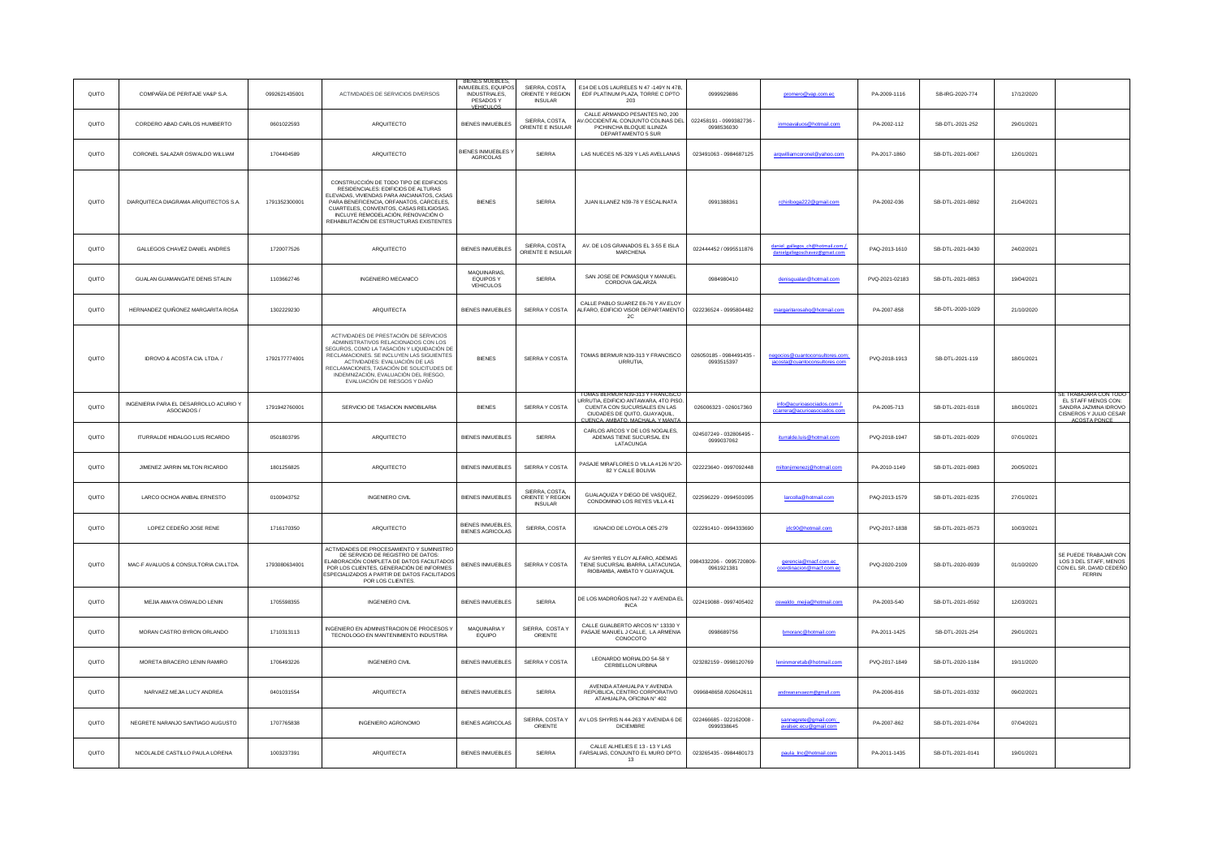| | | | | | | | | | | | | |
|---|---|---|---|---|---|---|---|---|---|---|---|---|
| QUITO | COMPAÑÍA DE PERITAJE VA&P S.A. | 0992621435001 | ACTIVIDADES DE SERVICIOS DIVERSOS | BIENES MUEBLES, INMUEBLES, EQUIPOS INDUSTRIALES, PESADOS Y VEHICULOS | SIERRA, COSTA, ORIENTE Y REGION INSULAR | E14 DE LOS LAURELES N 47 -149Y N 47B, EDF PLATINUM PLAZA, TORRE C DPTO 203 | 0999929886 | promero@vap.com.ec | PA-2009-1116 | SB-IRG-2020-774 | 17/12/2020 | |
| QUITO | CORDERO ABAD CARLOS HUMBERTO | 0601022593 | ARQUITECTO | BIENES INMUEBLES | SIERRA, COSTA, ORIENTE E INSULAR | CALLE ARMANDO PESANTES NO. 200 AV.OCCIDENTAL CONJUNTO COLINAS DEL PICHINCHA BLOQUE ILLINIZA DEPARTAMENTO 5 SUR | 022458191 - 0999382736 - 0998536030 | inmoavaluos@hotmail.com | PA-2002-112 | SB-DTL-2021-252 | 29/01/2021 | |
| QUITO | CORONEL SALAZAR OSWALDO WILLIAM | 1704404589 | ARQUITECTO | BIENES INMUEBLES Y AGRICOLAS | SIERRA | LAS NUECES N5-329 Y LAS AVELLANAS | 023491063 - 0984687125 | arqwilliamcoronel@yahoo.com | PA-2017-1860 | SB-DTL-2021-0067 | 12/01/2021 | |
| QUITO | DIARQUITECA DIAGRAMA ARQUITECTOS S.A. | 1791352300001 | CONSTRUCCIÓN DE TODO TIPO DE EDIFICIOS RESIDENCIALES: EDIFICIOS DE ALTURAS ELEVADAS, VIVIENDAS PARA ANCIANATOS, CASAS PARA BENEFICENCIA, ORFANATOS, CÁRCELES, CUARTELES, CONVENTOS, CASAS RELIGIOSAS. INCLUYE REMODELACIÓN, RENOVACIÓN O REHABILITACIÓN DE ESTRUCTURAS EXISTENTES | BIENES | SIERRA | JUAN ILLANEZ N39-78 Y ESCALINATA | 0991388361 | rchiriboga222@gmail.com | PA-2002-036 | SB-DTL-2021-0892 | 21/04/2021 | |
| QUITO | GALLEGOS CHAVEZ DANIEL ANDRES | 1720077526 | ARQUITECTO | BIENES INMUEBLES | SIERRA, COSTA, ORIENTE E INSULAR | AV. DE LOS GRANADOS EL 3-55 E ISLA MARCHENA | 022444452 / 0995511876 | daniel_gallegos_ch@hotmail.com / danielgallegoschavez@gmail.com | PAQ-2013-1610 | SB-DTL-2021-0430 | 24/02/2021 | |
| QUITO | GUALAN GUAMANGATE DENIS STALIN | 1103662746 | INGENIERO MECANICO | MAQUINARIAS, EQUIPOS Y VEHICULOS | SIERRA | SAN JOSE DE POMASQUI Y MANUEL CORDOVA GALARZA | 0984980410 | denisgualan@hotmail.com | PVQ-2021-02183 | SB-DTL-2021-0853 | 19/04/2021 | |
| QUITO | HERNANDEZ QUIÑONEZ MARGARITA ROSA | 1302229230 | ARQUITECTA | BIENES INMUEBLES | SIERRA Y COSTA | CALLE PABLO SUAREZ E6-76 Y AV.ELOY ALFARO, EDIFICIO VISOR DEPARTAMENTO 2C | 022236524 - 0995804482 | margaritarosahq@hotmail.com | PA-2007-858 | SB-DTL-2020-1029 | 21/10/2020 | |
| QUITO | IDROVO & ACOSTA CIA. LTDA. / | 1792177774001 | ACTIVIDADES DE PRESTACIÓN DE SERVICIOS ADMINISTRATIVOS RELACIONADOS CON LOS SEGUROS, COMO LA TASACIÓN Y LIQUIDACIÓN DE RECLAMACIONES. SE INCLUYEN LAS SIGUIENTES ACTIVIDADES: EVALUACIÓN DE LAS RECLAMACIONES, TASACIÓN DE SOLICITUDES DE INDEMNIZACIÓN, EVALUACIÓN DEL RIESGO, EVALUACIÓN DE RIESGOS Y DAÑO | BIENES | SIERRA Y COSTA | TOMAS BERMUR N39-313 Y FRANCISCO URRUTIA, | 026050185 - 0984491435 - 0993515397 | negocios@cuantoconsultores.com; jacosta@cuantoconsultores.com | PVQ-2018-1913 | SB-DTL-2021-119 | 18/01/2021 | |
| QUITO | INGENIERIA PARA EL DESARROLLO ACURIO Y ASOCIADOS / | 1791942760001 | SERVICIO DE TASACION INMOBILARIA | BIENES | SIERRA Y COSTA | TOMAS BERMUR N39-313 Y FRANCISCO URRUTIA, EDIFICIO ANTAWARA, 4TO PISO. CUENTA CON SUCURSALES EN LAS CIUDADES DE QUITO, GUAYAQUIL, CUENCA, AMBATO, MACHALA, Y MANTA | 026006323 - 026017360 | info@acurioasociados.com / ccarrera@acurioasociados.com | PA-2005-713 | SB-DTL-2021-0118 | 18/01/2021 | SE TRABAJARA CON TODO EL STAFF MENOS CON: SANDRA JAZMINA IDROVO CISNEROS Y JULIO CESAR ACOSTA PONCE |
| QUITO | ITURRALDE HIDALGO LUIS RICARDO | 0501803795 | ARQUITECTO | BIENES INMUEBLES | SIERRA | CARLOS ARCOS Y DE LOS NOGALES, ADEMAS TIENE SUCURSAL EN LATACUNGA | 024507249 - 032806495 - 0999037062 | iturralde.luis@hotmail.com | PVQ-2018-1947 | SB-DTL-2021-0029 | 07/01/2021 | |
| QUITO | JIMENEZ JARRIN MILTON RICARDO | 1801256825 | ARQUITECTO | BIENES INMUEBLES | SIERRA Y COSTA | PASAJE MIRAFLORES D VILLA #126 N°20-82 Y CALLE BOLIVIA | 022223640 - 0997092448 | miltonjimenezj@hotmail.com | PA-2010-1149 | SB-DTL-2021-0983 | 20/05/2021 | |
| QUITO | LARCO OCHOA ANIBAL ERNESTO | 0100943752 | INGENIERO CIVIL | BIENES INMUEBLES | SIERRA, COSTA, ORIENTE Y REGION INSULAR | GUALAQUIZA Y DIEGO DE VASQUEZ, CONDOMINIO LOS REYES VILLA 41 | 022596229 - 0994501095 | larco8a@hotmail.com | PAQ-2013-1579 | SB-DTL-2021-0235 | 27/01/2021 | |
| QUITO | LOPEZ CEDEÑO JOSE RENE | 1716170350 | ARQUITECTO | BIENES INMUEBLES, BIENES AGRICOLAS | SIERRA, COSTA | IGNACIO DE LOYOLA OE5-279 | 022291410 - 0994333690 | jrlc90@hotmail.com | PVQ-2017-1838 | SB-DTL-2021-0573 | 10/03/2021 | |
| QUITO | MAC-F AVALUOS & CONSULTORIA CIA.LTDA. | 1793080634001 | ACTIVIDADES DE PROCESAMIENTO Y SUMINISTRO DE SERVICIO DE REGISTRO DE DATOS: ELABORACIÓN COMPLETA DE DATOS FACILITADOS POR LOS CLIENTES, GENERACIÓN DE INFORMES ESPECIALIZADOS A PARTIR DE DATOS FACILITADOS POR LOS CLIENTES. | BIENES INMUEBLES | SIERRA Y COSTA | AV SHYRIS Y ELOY ALFARO, ADEMAS TIENE SUCURSAL IBARRA, LATACUNGA, RIOBAMBA, AMBATO Y GUAYAQUIL | 0984332206 - 0995720809-0961921381 | gerencia@macf.com.ec coordinacion@macf.com.ec | PVQ-2020-2109 | SB-DTL-2020-0939 | 01/10/2020 | SE PUEDE TRABAJAR CON LOS 3 DEL STAFF, MENOS CON EL SR. DAVID CEDEÑO FERRIN |
| QUITO | MEJIA AMAYA OSWALDO LENIN | 1705598355 | INGENIERO CIVIL | BIENES INMUEBLES | SIERRA | DE LOS MADROÑOS N47-22 Y AVENIDA EL INCA | 022419088 - 0997405402 | oswaldo_mejia@hotmail.com | PA-2003-540 | SB-DTL-2021-0592 | 12/03/2021 | |
| QUITO | MORAN CASTRO BYRON ORLANDO | 1710313113 | INGENIERO EN ADMINISTRACION DE PROCESOS Y TECNOLOGO EN MANTENIMIENTO INDUSTRIA | MAQUINARIA Y EQUIPO | SIERRA, COSTA Y ORIENTE | CALLE GUALBERTO ARCOS N° 13330 Y PASAJE MANUEL J CALLE, LA ARMENIA CONOCOTO | 0998689756 | bmoranc@hotmail.com | PA-2011-1425 | SB-DTL-2021-254 | 29/01/2021 | |
| QUITO | MORETA BRACERO LENIN RAMIRO | 1706493226 | INGENIERO CIVIL | BIENES INMUEBLES | SIERRA Y COSTA | LEONARDO MORIALDO 54-58 Y CERBELLON URBINA | 023282159 - 0998120769 | leninmoretab@hotmail.com | PVQ-2017-1849 | SB-DTL-2020-1184 | 19/11/2020 | |
| QUITO | NARVAEZ MEJIA LUCY ANDREA | 0401031554 | ARQUITECTA | BIENES INMUEBLES | SIERRA | AVENIDA ATAHUALPA Y AVENIDA REPÚBLICA, CENTRO CORPORATIVO ATAHUALPA, OFICINA N° 402 | 0996848658 /026042611 | andreanarvaezm@gmail.com | PA-2006-816 | SB-DTL-2021-0332 | 09/02/2021 | |
| QUITO | NEGRETE NARANJO SANTIAGO AUGUSTO | 1707765838 | INGENIERO AGRONOMO | BIENES AGRICOLAS | SIERRA, COSTA Y ORIENTE | AV LOS SHYRIS N 44-263 Y AVENIDA 6 DE DICIEMBRE | 022466685 - 022162008 - 0999338645 | sannegrete@gmail.com; avalsec.ecu@gmail.com | PA-2007-862 | SB-DTL-2021-0764 | 07/04/2021 | |
| QUITO | NICOLALDE CASTILLO PAULA LORENA | 1003237391 | ARQUITECTA | BIENES INMUEBLES | SIERRA | CALLE ALHELIES E 13 - 13 Y LAS FARSALIAS, CONJUNTO EL MURO DPTO. 13 | 023265435 - 0984480173 | paula_lnc@hotmail.com | PA-2011-1435 | SB-DTL-2021-0141 | 19/01/2021 | |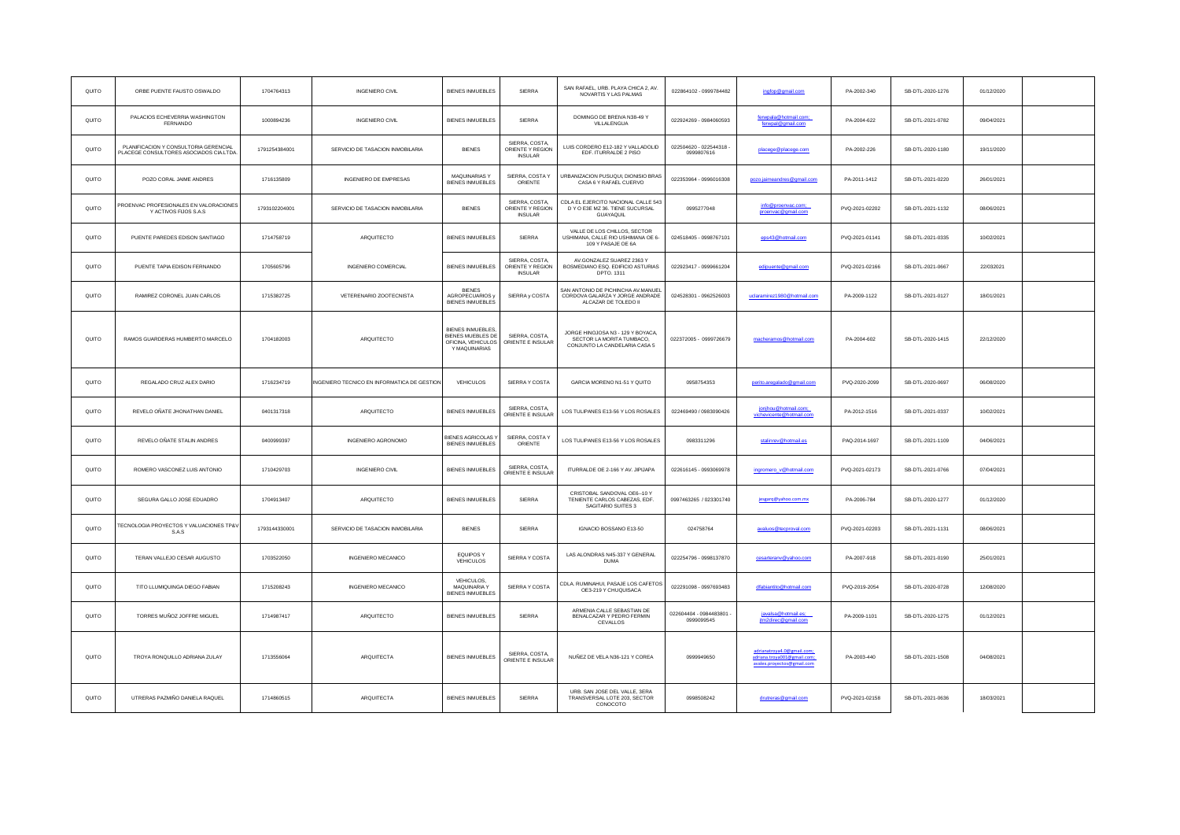| | | | | | | | | | | | | |
|---|---|---|---|---|---|---|---|---|---|---|---|---|
| QUITO | ORBE PUENTE FAUSTO OSWALDO | 1704764313 | INGENIERO CIVIL | BIENES INMUEBLES | SIERRA | SAN RAFAEL. URB. PLAYA CHICA 2, AV. NOVARTIS Y LAS PALMAS | 022864102 - 0999784482 | ingfop@gmail.com | PA-2002-340 | SB-DTL-2020-1276 | 01/12/2020 | |
| QUITO | PALACIOS ECHEVERRIA WASHINGTON FERNANDO | 1000894236 | INGENIERO CIVIL | BIENES INMUEBLES | SIERRA | DOMINGO DE BREIVA N38-49 Y VILLALENGUA | 022924269 - 0984060593 | ferwpala@hotmail.com; ferwpal@gmail.com | PA-2004-622 | SB-DTL-2021-0782 | 09/04/2021 | |
| QUITO | PLANIFICACION Y CONSULTORIA GERENCIAL PLACEGE CONSULTORES ASOCIADOS CIA.LTDA. | 1791254384001 | SERVICIO DE TASACION INMOBILARIA | BIENES | SIERRA, COSTA, ORIENTE Y REGION INSULAR | LUIS CORDERO E12-182 Y VALLADOLID EDF. ITURRALDE 2 PISO | 022504620 - 022544318 - 0999807616 | placege@placege.com | PA-2002-226 | SB-DTL-2020-1180 | 19/11/2020 | |
| QUITO | POZO CORAL JAIME ANDRES | 1716135809 | INGENIERO DE EMPRESAS | MAQUINARIAS Y BIENES INMUEBLES | SIERRA, COSTA Y ORIENTE | URBANIZACION PUSUQUI, DIONISIO BRAS CASA 6 Y RAFAEL CUERVO | 022353964 - 0996016308 | pozo.jaimeandres@gmail.com | PA-2011-1412 | SB-DTL-2021-0220 | 26/01/2021 | |
| QUITO | PROENVAC PROFESIONALES EN VALORACIONES Y ACTIVOS FIJOS S.A.S | 1793102204001 | SERVICIO DE TASACION INMOBILARIA | BIENES | SIERRA, COSTA, ORIENTE Y REGION INSULAR | CDLA EL EJERCITO NACIONAL CALLE 543 D Y O E3E MZ 36. TIENE SUCURSAL GUAYAQUIL | 0995277048 | info@proenvac.com; proenvac@gmail.com | PVQ-2021-02202 | SB-DTL-2021-1132 | 08/06/2021 | |
| QUITO | PUENTE PAREDES EDISON SANTIAGO | 1714758719 | ARQUITECTO | BIENES INMUEBLES | SIERRA | VALLE DE LOS CHILLOS, SECTOR USHIMANA, CALLE RIO USHIMANA OE 6-109 Y PASAJE OE 6A | 024518405 - 0998767101 | eps43@hotmail.com | PVQ-2021-01141 | SB-DTL-2021-0335 | 10/02/2021 | |
| QUITO | PUENTE TAPIA EDISON FERNANDO | 1705605796 | INGENIERO COMERCIAL | BIENES INMUEBLES | SIERRA, COSTA, ORIENTE Y REGION INSULAR | AV.GONZALEZ SUAREZ 2363 Y BOSMEDIANO ESQ. EDIFICIO ASTURIAS DPTO. 1311 | 022923417 - 0999661204 | edipuente@gmail.com | PVQ-2021-02166 | SB-DTL-2021-0667 | 22/032021 | |
| QUITO | RAMIREZ CORONEL JUAN CARLOS | 1715382725 | VETERENARIO ZOOTECNISTA | BIENES AGROPECUARIOS y BIENES INMUEBLES | SIERRA y COSTA | SAN ANTONIO DE PICHINCHA AV.MANUEL CORDOVA GALARZA Y JORGE ANDRADE ALCAZAR DE TOLEDO II | 024528301 - 0962526003 | uclaramirez1980@hotmail.com | PA-2009-1122 | SB-DTL-2021-0127 | 18/01/2021 | |
| QUITO | RAMOS GUARDERAS HUMBERTO MARCELO | 1704182003 | ARQUITECTO | BIENES INMUEBLES, BIENES MUEBLES DE OFICINA, VEHICULOS Y MAQUINARIAS | SIERRA, COSTA, ORIENTE E INSULAR | JORGE HINOJOSA N3 - 129 Y BOYACA, SECTOR LA MORITA TUMBACO, CONJUNTO LA CANDELARIA CASA 5 | 022372005 - 0999726679 | macheramos@hotmail.com | PA-2004-602 | SB-DTL-2020-1415 | 22/12/2020 | |
| QUITO | REGALADO CRUZ ALEX DARIO | 1716234719 | INGENIERO TECNICO EN INFORMATICA DE GESTION | VEHICULOS | SIERRA Y COSTA | GARCIA MORENO N1-51 Y QUITO | 0958754353 | perito.aregalado@gmail.com | PVQ-2020-2099 | SB-DTL-2020-0697 | 06/08/2020 | |
| QUITO | REVELO OÑATE JHONATHAN DANIEL | 0401317318 | ARQUITECTO | BIENES INMUEBLES | SIERRA, COSTA, ORIENTE E INSULAR | LOS TULIPANES E13-56 Y LOS ROSALES | 022469490 / 0983090426 | jonjhou@hotmail.com; vichevicente@hotmail.com | PA-2012-1516 | SB-DTL-2021-0337 | 10/02/2021 | |
| QUITO | REVELO OÑATE STALIN ANDRES | 0400999397 | INGENIERO AGRONOMO | BIENES AGRICOLAS Y BIENES INMUEBLES | SIERRA, COSTA Y ORIENTE | LOS TULIPANES E13-56 Y LOS ROSALES | 0983311296 | stalinrev@hotmail.es | PAQ-2014-1697 | SB-DTL-2021-1109 | 04/06/2021 | |
| QUITO | ROMERO VASCONEZ LUIS ANTONIO | 1710429703 | INGENIERO CIVIL | BIENES INMUEBLES | SIERRA, COSTA, ORIENTE E INSULAR | ITURRALDE OE 2-166 Y AV. JIPIJAPA | 022616145 - 0993069978 | ingromero_v@hotmail.com | PVQ-2021-02173 | SB-DTL-2021-0766 | 07/04/2021 | |
| QUITO | SEGURA GALLO JOSE EDUARDO | 1704913407 | ARQUITECTO | BIENES INMUEBLES | SIERRA | CRISTOBAL SANDOVAL OE6--10 Y TENIENTE CARLOS CABEZAS, EDF. SAGITARIO SUITES 3 | 0997463265 / 023301740 | jesgarq@yahoo.com.mx | PA-2006-784 | SB-DTL-2020-1277 | 01/12/2020 | |
| QUITO | TECNOLOGIA PROYECTOS Y VALUACIONES TP&V S.A.S | 1793144330001 | SERVICIO DE TASACION INMOBILARIA | BIENES | SIERRA | IGNACIO BOSSANO E13-50 | 024758764 | avaluos@tecproval.com | PVQ-2021-02203 | SB-DTL-2021-1131 | 08/06/2021 | |
| QUITO | TERAN VALLEJO CESAR AUGUSTO | 1703522050 | INGENIERO MECANICO | EQUIPOS Y VEHICULOS | SIERRA Y COSTA | LAS ALONDRAS N45-337 Y GENERAL DUMA | 022254796 - 0998137870 | cesarteranv@yahoo.com | PA-2007-918 | SB-DTL-2021-0190 | 25/01/2021 | |
| QUITO | TITO LLUMIQUINGA DIEGO FABIAN | 1715208243 | INGENIERO MECANICO | VEHICULOS, MAQUINARIA Y BIENES INMUEBLES | SIERRA Y COSTA | CDLA. RUMINAHUI, PASAJE LOS CAFETOS OE3-219 Y CHUQUISACA | 022291098 - 0997693483 | dfabiantito@hotmail.com | PVQ-2019-2054 | SB-DTL-2020-0728 | 12/08/2020 | |
| QUITO | TORRES MUÑOZ JOFFRE MIGUEL | 1714987417 | ARQUITECTO | BIENES INMUEBLES | SIERRA | ARMENIA CALLE SEBASTIAN DE BENALCAZAR Y PEDRO FERMIN CEVALLOS | 022604404 - 0984483801 - 0999099545 | jawalsa@hotmail.es; jtm2direc@gmail.com | PA-2009-1101 | SB-DTL-2020-1275 | 01/12/2021 | |
| QUITO | TROYA RONQUILLO ADRIANA ZULAY | 1713556064 | ARQUITECTA | BIENES INMUEBLES | SIERRA, COSTA, ORIENTE E INSULAR | NUÑEZ DE VELA N36-121 Y COREA | 0999949650 | adrianatroya4.0@gmail.com; adriana.troya001@gmail.com; avales.proyectos@gmail.com | PA-2003-440 | SB-DTL-2021-1508 | 04/08/2021 | |
| QUITO | UTRERAS PAZMIÑO DANIELA RAQUEL | 1714860515 | ARQUITECTA | BIENES INMUEBLES | SIERRA | URB. SAN JOSE DEL VALLE, 3ERA TRANSVERSAL LOTE 203, SECTOR CONOCOTO | 0998508242 | drutreras@gmail.com | PVQ-2021-02158 | SB-DTL-2021-0636 | 18/03/2021 | |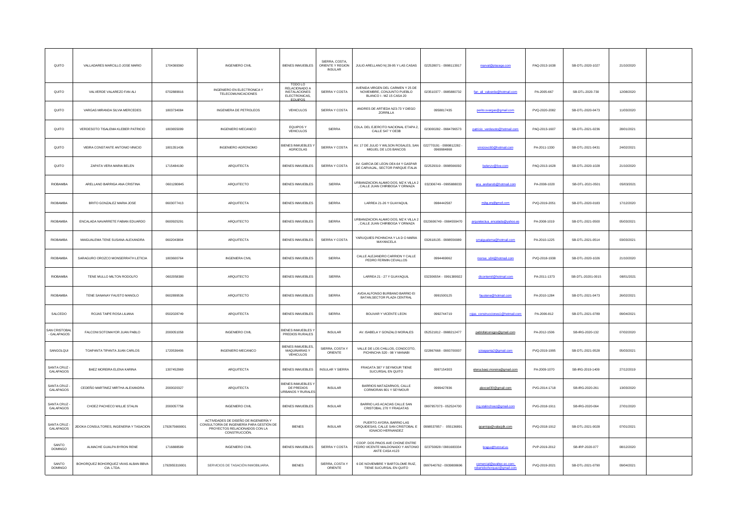| | | | | | | | | | | | | |
|---|---|---|---|---|---|---|---|---|---|---|---|---|
| QUITO | VALLADARES MARCILLO JOSE MARIO | 1704369360 | INGENIERO CIVIL | BIENES INMUEBLES | SIERRA, COSTA, ORIENTE Y REGION INSULAR | JULIO ARELLANO N| 28-95 Y LAS CASAS | 022528071 - 0998113917 | marval@placege.com | PAQ-2013-1638 | SB-DTL-2020-1027 | 21/10/2020 | |
| QUITO | VALVERDE VALAREZO FAN ALI | 0702889916 | INGENIERO EN ELECTRONICA Y TELECOMUNICACIONES | TODO LO RELACIONADO A INSTALACIONES ELECTRONICAS, EQUIPOS | SIERRA Y COSTA | AVENIDA VIRGEN DEL CARMEN Y 25 DE NOVIEMBRE, CONJUNTO PUEBLO BLANCO I - MZ 15 CASA 20 | 023510377 - 0985880732 | fan_ali_valverde@hotmail.com | PA-2005-667 | SB-DTL-2020-730 | 12/08/2020 | |
| QUITO | VARGAS MIRANDA SILVIA MERCEDES | 1803734084 | INGENIERA DE PETROLEOS | VEHICULOS | SIERRA Y COSTA | ANDRES DE ARTIEDA N23-73 Y DIEGO ZORRILLA | 0958817435 | perito.svargas@gmail.com | PVQ-2020-2082 | SB-DTL-2020-0473 | 11/03/2020 | |
| QUITO | VERDESOTO TISALEMA KLEBER PATRICIO | 1803655099 | INGENIERO MECANICO | EQUIPOS Y VEHICULOS | SIERRA | CDLA. DEL EJERCITO NACIONAL ETAPA 2, CALLE S47 Y OE3B | 023000282 - 0984796573 | patricio_verdesoto@hotmail.com | PAQ-2013-1607 | SB-DTL-2021-0236 | 28/01/2021 | |
| QUITO | VIEIRA CONSTANTE ANTONIO VINICIO | 1801351436 | INGENIERO AGRONOMO | BIENES INMUEBLES Y AGRICOLAS | SIERRA Y COSTA | AV. 17 DE JULIO Y WILSON ROSALES, SAN MIGUEL DE LOS BANCOS | 022770191 - 0999812282 - 0969984868 | viniciovc60@hotmail.com | PA-2011-1330 | SB-DTL-2021-0431 | 24/02/2021 | |
| QUITO | ZAPATA VERA MARIA BELEN | 1715484190 | ARQUITECTA | BIENES INMUEBLES | SIERRA Y COSTA | AV. GARCIA DE LEON OE4-64 Y GASPAR DE CARVAJAL, SECTOR PARQUE ITALIA | 022529319 - 0998566092 | belenzv@live.com | PAQ-2013-1628 | SB-DTL-2020-1028 | 21/10/2020 | |
| RIOBAMBA | ARELLANO BARRIGA ANA CRISTINA | 0601280845 | ARQUITECTO | BIENES INMUEBLES | SIERRA | URBANIZACION ALAMO DOS, MZ K VILLA 2 , CALLE JUAN CHIRIBOGA Y ORMAZA | 032306749 - 0995888033 | ana_arellanob@hotmail.com | PA-2008-1020 | SB-DTL-2021-0501 | 05/03/2021 | |
| RIOBAMBA | BRITO GONZALEZ MARIA JOSE | 0603077413 | ARQUITECTA | BIENES INMUEBLES | SIERRA | LARREA 21-26 Y GUAYAQUIL | 0984442587 | mjbg.arq@gmail.com | PVQ-2019-2051 | SB-DTL-2020-0183 | 17/12/2020 | |
| RIOBAMBA | ENCALADA NAVARRETE FABIAN EDUARDO | 0600925291 | ARQUITECTO | BIENES INMUEBLES | SIERRA | URBANIZACION ALAMO DOS, MZ K VILLA 2 , CALLE JUAN CHIRIBOGA Y ORMAZA | 0323606749 - 0984559470 | arquitectua_encalada@yahoo.es | PA-2008-1019 | SB-DTL-2021-0500 | 05/03/2021 | |
| RIOBAMBA | MAIGUALEMA TENE SUSANA ALEXANDRA | 0602043804 | ARQUITECTA | BIENES INMUEBLES | SIERRA Y COSTA | YARUQUIES PICHINCHA Y LA D O MARIA MAYANCELA | 032618135 - 0998556989 | smaigualema@hotmail.com | PA-2010-1225 | SB-DTL-2021-0514 | 03/03/2021 | |
| RIOBAMBA | SARAGURO OROZCO MONSERRATH LETICIA | 1803600764 | INGENIERA CIVIL | BIENES INMUEBLES | SIERRA | CALLE ALEJANDRO CARRION Y CALLE PEDRO FERMIN CEVALLOS | 0994469062 | monse_s84@hotmail.com | PVQ-2018-1938 | SB-DTL-2020-1026 | 21/10/2020 | |
| RIOBAMBA | TENE MULLO MILTON RODOLFO | 0602058380 | ARQUITECTO | BIENES INMUEBLES | SIERRA | LARREA 21 - 27 Y GUAYAQUIL | 032306554 - 0991389922 | diconteml@hotmail.com | PA-2011-1373 | SB-DTL-20201-0015 | 08/01/2021 | |
| RIOBAMBA | TENE SANANAY FAUSTO MANOLO | 0602899536 | ARQUITECTO | BIENES INMUEBLES | SIERRA | AVDA.ALFONSO BURBANO BARRIO EI BATAN,SECTOR PLAZA CENTRAL | 0991500125 | faustene@hotmail.com | PA-2010-1284 | SB-DTL-2021-0473 | 26/02/2021 | |
| SALCEDO | ROJAS TAIPE ROSA LILIANA | 0502028749 | ARQUITECTA | BIENES INMUEBLES | SIERRA | BOLIVAR Y VICENTE LEON | 0992744719 | rojas_construcciones1@hotmail.com | PA-2006-812 | SB-DTL-2021-0789 | 09/04/2021 | |
| SAN CRISTOBAL - GALAPAGOS | FALCONI SOTOMAYOR JUAN PABLO | 2000051058 | INGENIERO CIVIL | BIENES INMUEBLES Y PREDIOS RURALES | INSULAR | AV. ISABELA Y GONZALO MORALES | 052521812 - 0988212477 | pablofalconigps@gmail.com | PA-2012-1506 | SB-IRG-2020-132 | 07/02/2020 | |
| SANGOLQUI | TOAPANTA TIPANTA JUAN CARLOS | 1720536406 | INGENIERO MECANICO | BIENES INMUEBLES, MAQUINARIAS Y VEHICULOS | SIERRA, COSTA Y ORIENTE | VALLE DE LOS CHILLOS, CONOCOTO, PICHINCHA S20 - 98 Y MANABI | 022867668 - 0993700007 | jctoapanta2@gmail.com | PVQ-2019-1995 | SB-DTL-2021-0528 | 05/03/2021 | |
| SANTA CRUZ - GALAPAGOS | BAEZ MOREIRA ELENA KARINA | 1307452969 | ARQUITECTA | BIENES INMUEBLES | INSULAR Y SIERRA | FRAGATA 387 Y SEYMOUR TIENE SUCURSAL EN QUITO | 0997154303 | elena.baez.moreira@gmail.com | PA-2009-1070 | SB-IRG-2019-1409 | 27/12/2019 | |
| SANTA CRUZ - GALAPAGOS | CEDEÑO MARTINEZ MIRTHA ALEXANDRA | 2000020327 | ARQUITECTA | BIENES INMUEBLES Y DE PREDIOS URBANOS Y RURALES | INSULAR | BARRIOS MATAZARNOS, CALLE CORMORAN 801 Y SEYMOUR | 0999427836 | alexced30@gmail.com | PVG-2014-1718 | SB-IRG-2020-261 | 13/03/2020 | |
| SANTA CRUZ - GALAPAGOS | CHOEZ PACHECO WILLIE STALIN | 2000057758 | INGENIERO CIVIL | BIENES INMUEBLES | INSULAR | BARRIO LAS ACACIAS CALLE SAN CRISTOBAL 270 Y FRAGATAS | 0997957073 - 052524700 | ing.stalinchoez@gmail.com | PVG-2018-1911 | SB-IRG-2020-064 | 27/01/2020 | |
| SANTA CRUZ - GALAPAGOS | JIDOKA CONSULTORES, INGENERIA Y TASACION | 1792675669001 | ACTIVIDADES DE DISEÑO DE INGENIERÍA Y CONSULTORÍA DE INGENIERÍA PARA GESTIÓN DE PROYECTOS RELACIONADOS CON LA CONSTRUCCIÓN. | BIENES | INSULAR | PUERTO AYORA, BARRIO LAS ORQUIDESAS, CALLE SAN CRISTOBAL E IGNACIO HERNANDEZ | 0998537857 - 055136891 | ppantoja@valacjdk.com | PVQ-2018-1912 | SB-DTL-2021-0028 | 07/01/2021 | |
| SANTO DOMINGO | ALMACHE GUALPA BYRON RENE | 1716888589 | INGENIERO CIVIL | BIENES INMUEBLES | SIERRA Y COSTA | COOP. DOS PINOS AVE CHONE ENTRE PEDRO VICENTE MALDONADO Y ANTONIO ANTE CASA #123 | 023750828 / 0981683334 | bragua@hotmail.es | PVP-2019-2012 | SB-IRP-2020-077 | 08/12/2020 | |
| SANTO DOMINGO | BOHORQUEZ BOHORQUEZ VIVAS ALBAN BBVA CIA. LTDA. | 1792955319001 | SERVICIOS DE TASACIÓN INMOBILIARIA. | BIENES | SIERRA, COSTA Y ORIENTE | 6 DE NOVIEMBRE Y BARTOLOME RUIZ, TIENE SUCURSAL EN QUITO | 0997640762 - 0939808696 | comercial@avaltec-ec.com; robertobohorquez@gmail.com | PVQ-2019-2021 | SB-DTL-2021-0790 | 09/04/2021 | |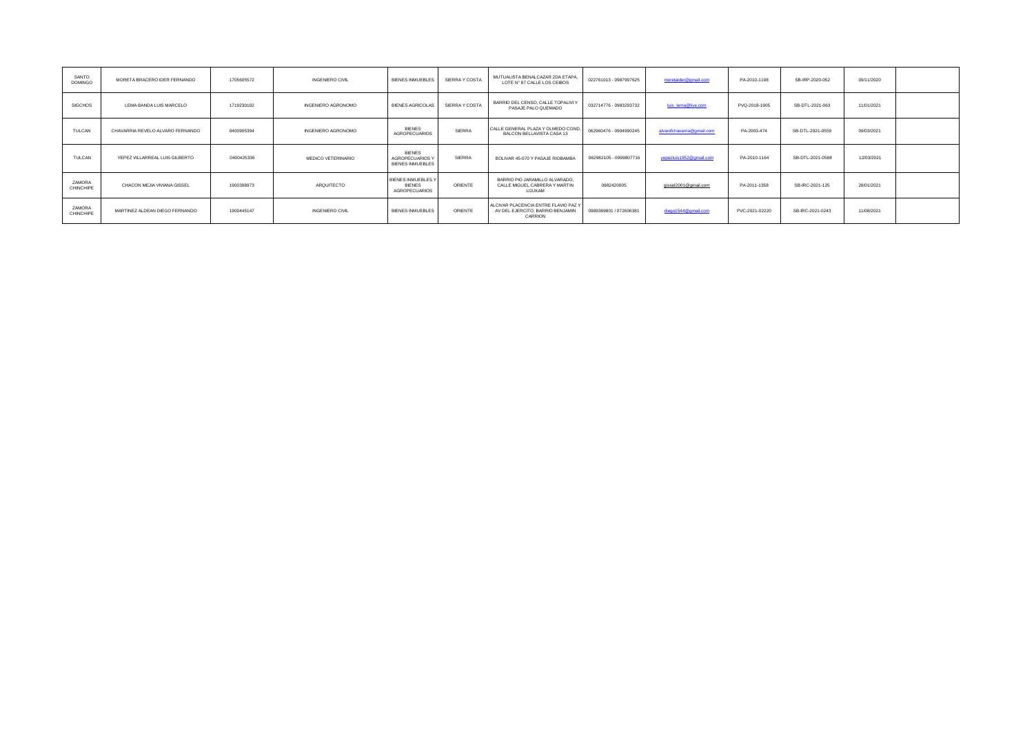| | | | | | | | | | | | | |
|---|---|---|---|---|---|---|---|---|---|---|---|---|
| SANTO DOMINGO | MORETA BRACERO IDER FERNANDO | 1705605572 | INGENIERO CIVIL | BIENES INMUEBLES | SIERRA Y COSTA | MUTUALISTA BENALCAZAR 2DA ETAPA, LOTE N° 87 CALLE LOS CEIBOS | 022761013 - 0987997625 | moretaider@gmail.com | PA-2010-1198 | SB-IRP-2020-052 | 09/11/2020 | |
| SIGCHOS | LEMA BANDA LUIS MARCELO | 1719230102 | INGENIERO AGRONOMO | BIENES AGRICOLAS | SIERRA Y COSTA | BARRIO DEL CENSO, CALLE TOPALIVI Y PASAJE PALO QUEMADO | 032714776 - 0983293732 | luis_lema@live.com | PVQ-2018-1905 | SB-DTL-2021-063 | 11/01/2021 | |
| TULCAN | CHAVARRIA REVELO ALVARO FERNANDO | 0400905394 | INGENIERO AGRONOMO | BIENES AGROPECUARIOS | SIERRA | CALLE GENERAL PLAZA Y OLMEDO COND. BALCON BELLAVISTA CASA 13 | 062960476 - 0994990245 | alvarofchavarria@gmail.com | PA-2003-474 | SB-DTL-2021-0559 | 09/03/2021 | |
| TULCAN | YEPEZ VILLARREAL LUIS GILBERTO | 0400425336 | MEDICO VETERINARIO | BIENES AGROPECUARIOS Y BIENES INMUEBLES | SIERRA | BOLIVAR 45-070 Y PASAJE RIOBAMBA | 062982105 - 0999807716 | yepezluis1952@gmail.com | PA-2010-1164 | SB-DTL-2021-0588 | 12/03/2021 | |
| ZAMORA CHINCHIPE | CHACON MEJIA VIVIANA GISSEL | 1900398973 | ARQUITECTO | BIENES INMUEBLES Y BIENES AGROPECUARIOS | ORIENTE | BARRIO PIO JARAMILLO ALVARADO, CALLE MIGUEL CABRERA Y MARTIN UJUKAM | 0982420005 | gissel2001@gmail.com | PA-2011-1358 | SB-IRC-2021-125 | 28/01/2021 | |
| ZAMORA CHINCHIPE | MARTINEZ ALDEAN DIEGO FERNANDO | 1900445147 | INGENIERO CIVIL | BIENES INMUEBLES | ORIENTE | ALCIVAR PLACENCIA ENTRE FLAVIO PAZ Y AV DEL EJERCITO, BARRIO BENJAMIN CARRION | 0989389801 / 072606381 | diego1544@gmail.com | PVC-2021-02220 | SB-IRC-2021-0243 | 11/08/2021 | |